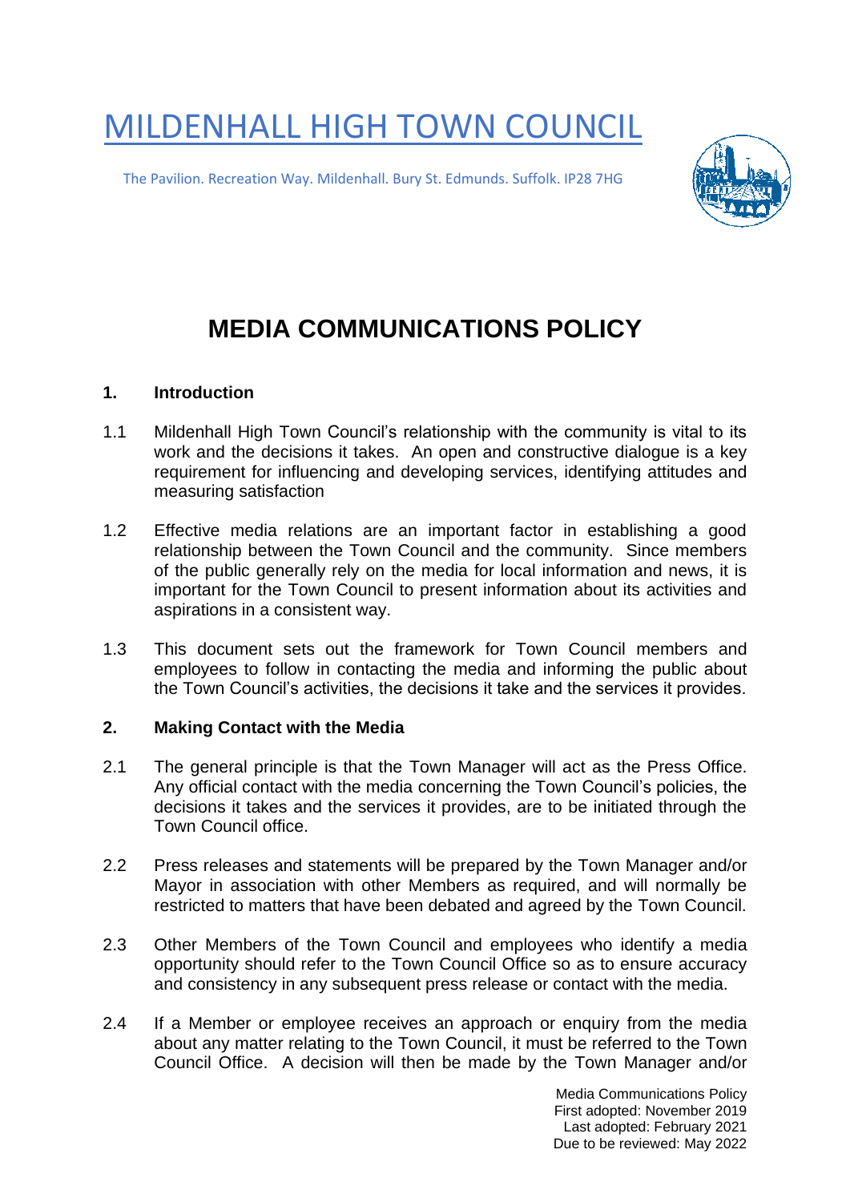# MILDENHALL HIGH TOWN COUNCIL

The Pavilion. Recreation Way. Mildenhall. Bury St. Edmunds. Suffolk. IP28 7HG

# MEDIA COMMUNICATIONS POLICY

## 1. Introduction

1.1 Mildenhall High Town Council's relationship with the community is vital to its work and the decisions it takes. An open and constructive dialogue is a key requirement for influencing and developing services, identifying attitudes and measuring satisfaction

1.2 Effective media relations are an important factor in establishing a good relationship between the Town Council and the community. Since members of the public generally rely on the media for local information and news, it is important for the Town Council to present information about its activities and aspirations in a consistent way.

1.3 This document sets out the framework for Town Council members and employees to follow in contacting the media and informing the public about the Town Council's activities, the decisions it take and the services it provides.

## 2. Making Contact with the Media

2.1 The general principle is that the Town Manager will act as the Press Office. Any official contact with the media concerning the Town Council's policies, the decisions it takes and the services it provides, are to be initiated through the Town Council office.

2.2 Press releases and statements will be prepared by the Town Manager and/or Mayor in association with other Members as required, and will normally be restricted to matters that have been debated and agreed by the Town Council.

2.3 Other Members of the Town Council and employees who identify a media opportunity should refer to the Town Council Office so as to ensure accuracy and consistency in any subsequent press release or contact with the media.

2.4 If a Member or employee receives an approach or enquiry from the media about any matter relating to the Town Council, it must be referred to the Town Council Office. A decision will then be made by the Town Manager and/or

Media Communications Policy
First adopted: November 2019
Last adopted: February 2021
Due to be reviewed: May 2022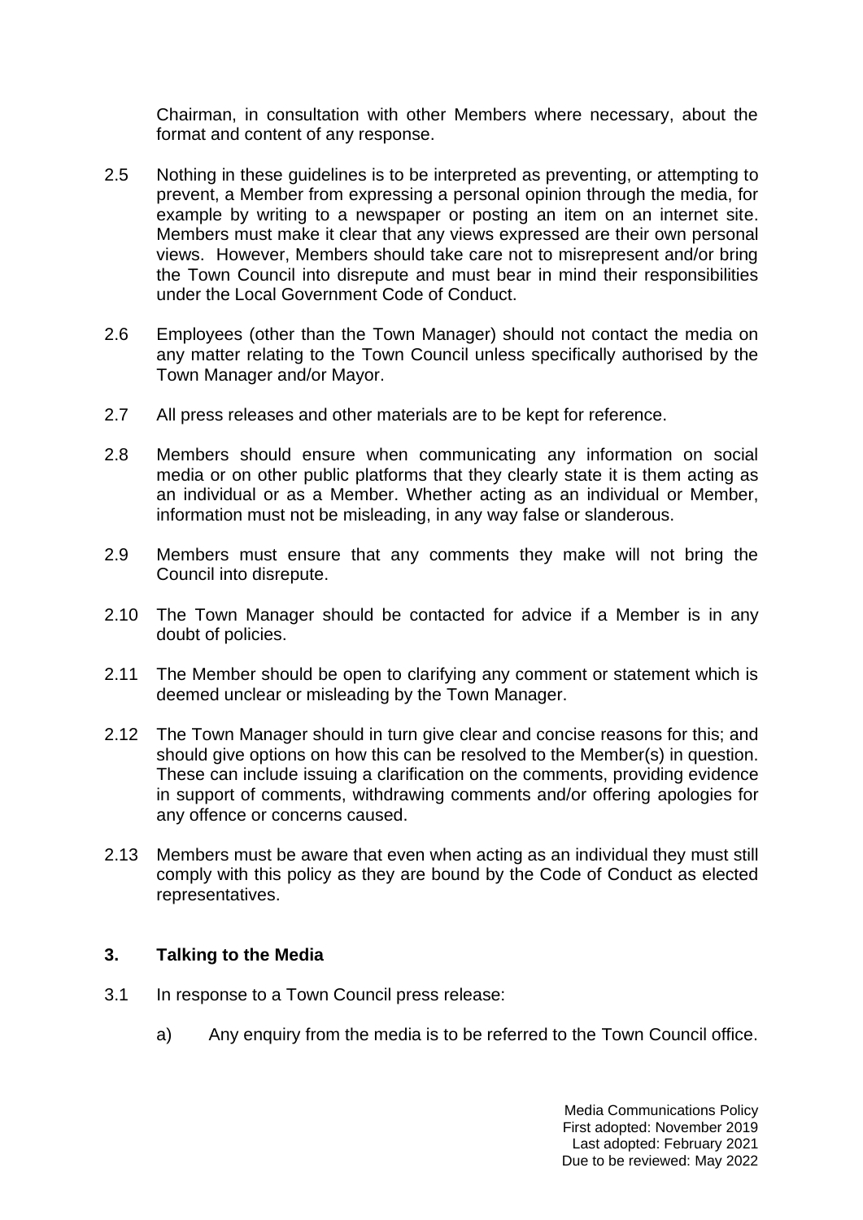Chairman, in consultation with other Members where necessary, about the format and content of any response.

2.5 Nothing in these guidelines is to be interpreted as preventing, or attempting to prevent, a Member from expressing a personal opinion through the media, for example by writing to a newspaper or posting an item on an internet site. Members must make it clear that any views expressed are their own personal views. However, Members should take care not to misrepresent and/or bring the Town Council into disrepute and must bear in mind their responsibilities under the Local Government Code of Conduct.

2.6 Employees (other than the Town Manager) should not contact the media on any matter relating to the Town Council unless specifically authorised by the Town Manager and/or Mayor.

2.7 All press releases and other materials are to be kept for reference.

2.8 Members should ensure when communicating any information on social media or on other public platforms that they clearly state it is them acting as an individual or as a Member. Whether acting as an individual or Member, information must not be misleading, in any way false or slanderous.

2.9 Members must ensure that any comments they make will not bring the Council into disrepute.

2.10 The Town Manager should be contacted for advice if a Member is in any doubt of policies.

2.11 The Member should be open to clarifying any comment or statement which is deemed unclear or misleading by the Town Manager.

2.12 The Town Manager should in turn give clear and concise reasons for this; and should give options on how this can be resolved to the Member(s) in question. These can include issuing a clarification on the comments, providing evidence in support of comments, withdrawing comments and/or offering apologies for any offence or concerns caused.

2.13 Members must be aware that even when acting as an individual they must still comply with this policy as they are bound by the Code of Conduct as elected representatives.

## 3. Talking to the Media

3.1 In response to a Town Council press release:

a) Any enquiry from the media is to be referred to the Town Council office.

Media Communications Policy
First adopted: November 2019
Last adopted: February 2021
Due to be reviewed: May 2022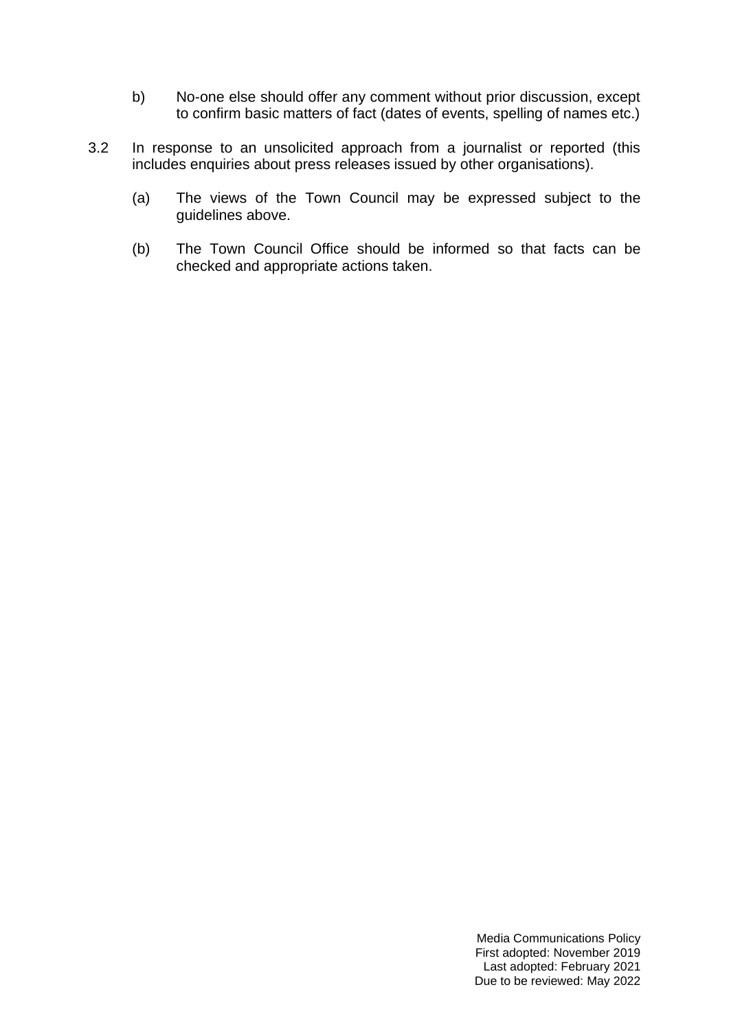b) No-one else should offer any comment without prior discussion, except to confirm basic matters of fact (dates of events, spelling of names etc.)

3.2 In response to an unsolicited approach from a journalist or reported (this includes enquiries about press releases issued by other organisations).

(a) The views of the Town Council may be expressed subject to the guidelines above.

(b) The Town Council Office should be informed so that facts can be checked and appropriate actions taken.

Media Communications Policy
First adopted: November 2019
Last adopted: February 2021
Due to be reviewed: May 2022